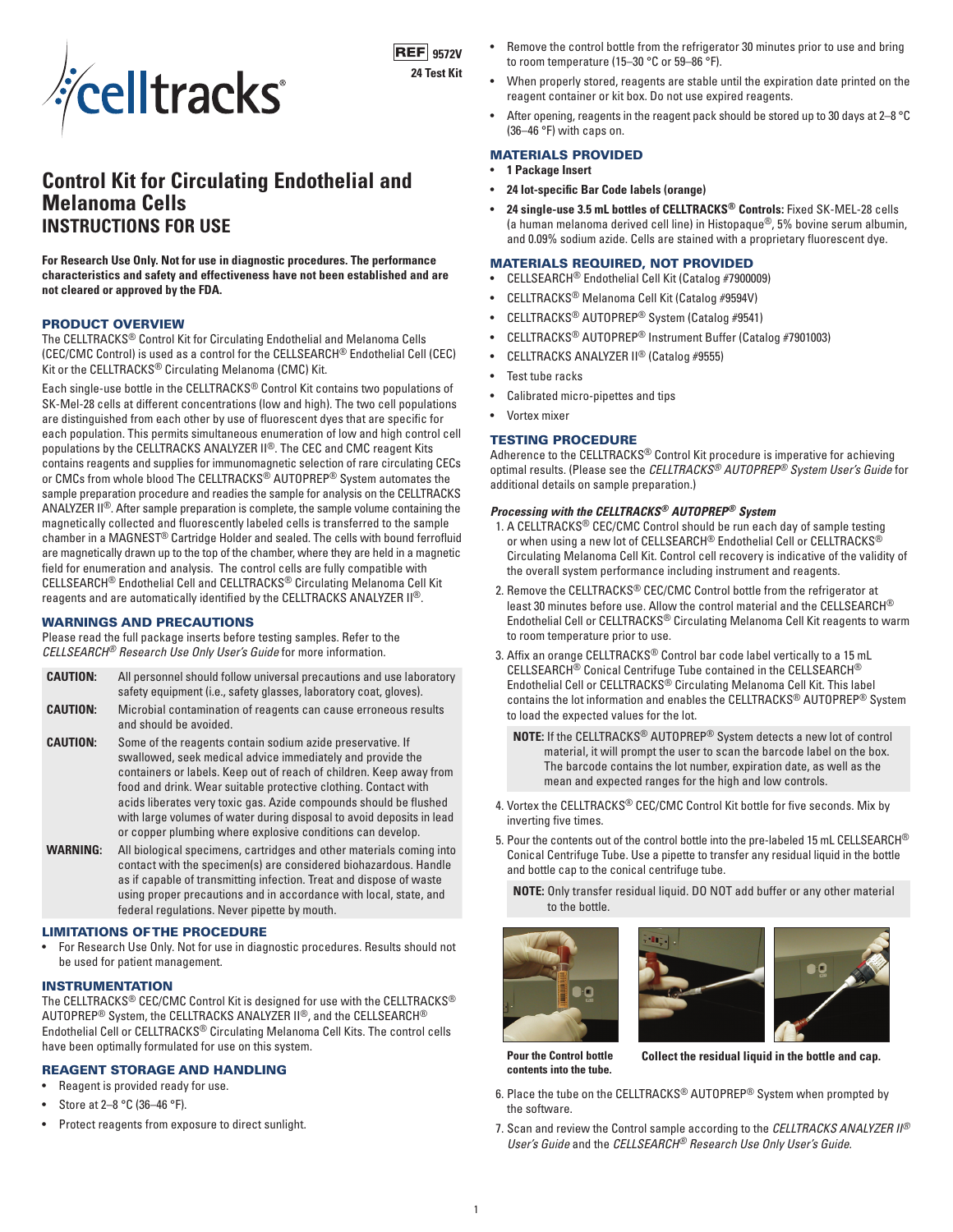celltracks®

**REF 9572V**
**24 Test Kit**

# Control Kit for Circulating Endothelial and Melanoma Cells
## INSTRUCTIONS FOR USE

**For Research Use Only. Not for use in diagnostic procedures. The performance characteristics and safety and effectiveness have not been established and are not cleared or approved by the FDA.**

### PRODUCT OVERVIEW

The CELLTRACKS® Control Kit for Circulating Endothelial and Melanoma Cells (CEC/CMC Control) is used as a control for the CELLSEARCH® Endothelial Cell (CEC) Kit or the CELLTRACKS® Circulating Melanoma (CMC) Kit.

Each single-use bottle in the CELLTRACKS® Control Kit contains two populations of SK-Mel-28 cells at different concentrations (low and high). The two cell populations are distinguished from each other by use of fluorescent dyes that are specific for each population. This permits simultaneous enumeration of low and high control cell populations by the CELLTRACKS ANALYZER II®. The CEC and CMC reagent Kits contains reagents and supplies for immunomagnetic selection of rare circulating CECs or CMCs from whole blood The CELLTRACKS® AUTOPREP® System automates the sample preparation procedure and readies the sample for analysis on the CELLTRACKS ANALYZER II®. After sample preparation is complete, the sample volume containing the magnetically collected and fluorescently labeled cells is transferred to the sample chamber in a MAGNEST® Cartridge Holder and sealed. The cells with bound ferrofluid are magnetically drawn up to the top of the chamber, where they are held in a magnetic field for enumeration and analysis. The control cells are fully compatible with CELLSEARCH® Endothelial Cell and CELLTRACKS® Circulating Melanoma Cell Kit reagents and are automatically identified by the CELLTRACKS ANALYZER II®.

### WARNINGS AND PRECAUTIONS

Please read the full package inserts before testing samples. Refer to the *CELLSEARCH® Research Use Only User's Guide* for more information.

| | |
|---|---|
| **CAUTION:** | All personnel should follow universal precautions and use laboratory safety equipment (i.e., safety glasses, laboratory coat, gloves). |
| **CAUTION:** | Microbial contamination of reagents can cause erroneous results and should be avoided. |
| **CAUTION:** | Some of the reagents contain sodium azide preservative. If swallowed, seek medical advice immediately and provide the containers or labels. Keep out of reach of children. Keep away from food and drink. Wear suitable protective clothing. Contact with acids liberates very toxic gas. Azide compounds should be flushed with large volumes of water during disposal to avoid deposits in lead or copper plumbing where explosive conditions can develop. |
| **WARNING:** | All biological specimens, cartridges and other materials coming into contact with the specimen(s) are considered biohazardous. Handle as if capable of transmitting infection. Treat and dispose of waste using proper precautions and in accordance with local, state, and federal regulations. Never pipette by mouth. |

### LIMITATIONS OF THE PROCEDURE

- For Research Use Only. Not for use in diagnostic procedures. Results should not be used for patient management.

### INSTRUMENTATION

The CELLTRACKS® CEC/CMC Control Kit is designed for use with the CELLTRACKS® AUTOPREP® System, the CELLTRACKS ANALYZER II®, and the CELLSEARCH® Endothelial Cell or CELLTRACKS® Circulating Melanoma Cell Kits. The control cells have been optimally formulated for use on this system.

### REAGENT STORAGE AND HANDLING

- Reagent is provided ready for use.
- Store at 2–8 °C (36–46 °F).
- Protect reagents from exposure to direct sunlight.
- Remove the control bottle from the refrigerator 30 minutes prior to use and bring to room temperature (15–30 °C or 59–86 °F).
- When properly stored, reagents are stable until the expiration date printed on the reagent container or kit box. Do not use expired reagents.
- After opening, reagents in the reagent pack should be stored up to 30 days at 2–8 °C (36–46 °F) with caps on.

### MATERIALS PROVIDED

- **1 Package Insert**
- **24 lot-specific Bar Code labels (orange)**
- **24 single-use 3.5 mL bottles of CELLTRACKS® Controls:** Fixed SK-MEL-28 cells (a human melanoma derived cell line) in Histopaque®, 5% bovine serum albumin, and 0.09% sodium azide. Cells are stained with a proprietary fluorescent dye.

### MATERIALS REQUIRED, NOT PROVIDED

- CELLSEARCH® Endothelial Cell Kit (Catalog #7900009)
- CELLTRACKS® Melanoma Cell Kit (Catalog #9594V)
- CELLTRACKS® AUTOPREP® System (Catalog #9541)
- CELLTRACKS® AUTOPREP® Instrument Buffer (Catalog #7901003)
- CELLTRACKS ANALYZER II® (Catalog #9555)
- Test tube racks
- Calibrated micro-pipettes and tips
- Vortex mixer

### TESTING PROCEDURE

Adherence to the CELLTRACKS® Control Kit procedure is imperative for achieving optimal results. (Please see the *CELLTRACKS® AUTOPREP® System User's Guide* for additional details on sample preparation.)

#### *Processing with the CELLTRACKS® AUTOPREP® System*

1. A CELLTRACKS® CEC/CMC Control should be run each day of sample testing or when using a new lot of CELLSEARCH® Endothelial Cell or CELLTRACKS® Circulating Melanoma Cell Kit. Control cell recovery is indicative of the validity of the overall system performance including instrument and reagents.
2. Remove the CELLTRACKS® CEC/CMC Control bottle from the refrigerator at least 30 minutes before use. Allow the control material and the CELLSEARCH® Endothelial Cell or CELLTRACKS® Circulating Melanoma Cell Kit reagents to warm to room temperature prior to use.
3. Affix an orange CELLTRACKS® Control bar code label vertically to a 15 mL CELLSEARCH® Conical Centrifuge Tube contained in the CELLSEARCH® Endothelial Cell or CELLTRACKS® Circulating Melanoma Cell Kit. This label contains the lot information and enables the CELLTRACKS® AUTOPREP® System to load the expected values for the lot.

   **NOTE:** If the CELLTRACKS® AUTOPREP® System detects a new lot of control material, it will prompt the user to scan the barcode label on the box. The barcode contains the lot number, expiration date, as well as the mean and expected ranges for the high and low controls.

4. Vortex the CELLTRACKS® CEC/CMC Control Kit bottle for five seconds. Mix by inverting five times.
5. Pour the contents out of the control bottle into the pre-labeled 15 mL CELLSEARCH® Conical Centrifuge Tube. Use a pipette to transfer any residual liquid in the bottle and bottle cap to the conical centrifuge tube.

   **NOTE:** Only transfer residual liquid. DO NOT add buffer or any other material to the bottle.

**Pour the Control bottle contents into the tube.**

**Collect the residual liquid in the bottle and cap.**

6. Place the tube on the CELLTRACKS® AUTOPREP® System when prompted by the software.
7. Scan and review the Control sample according to the *CELLTRACKS ANALYZER II® User's Guide* and the *CELLSEARCH® Research Use Only User's Guide.*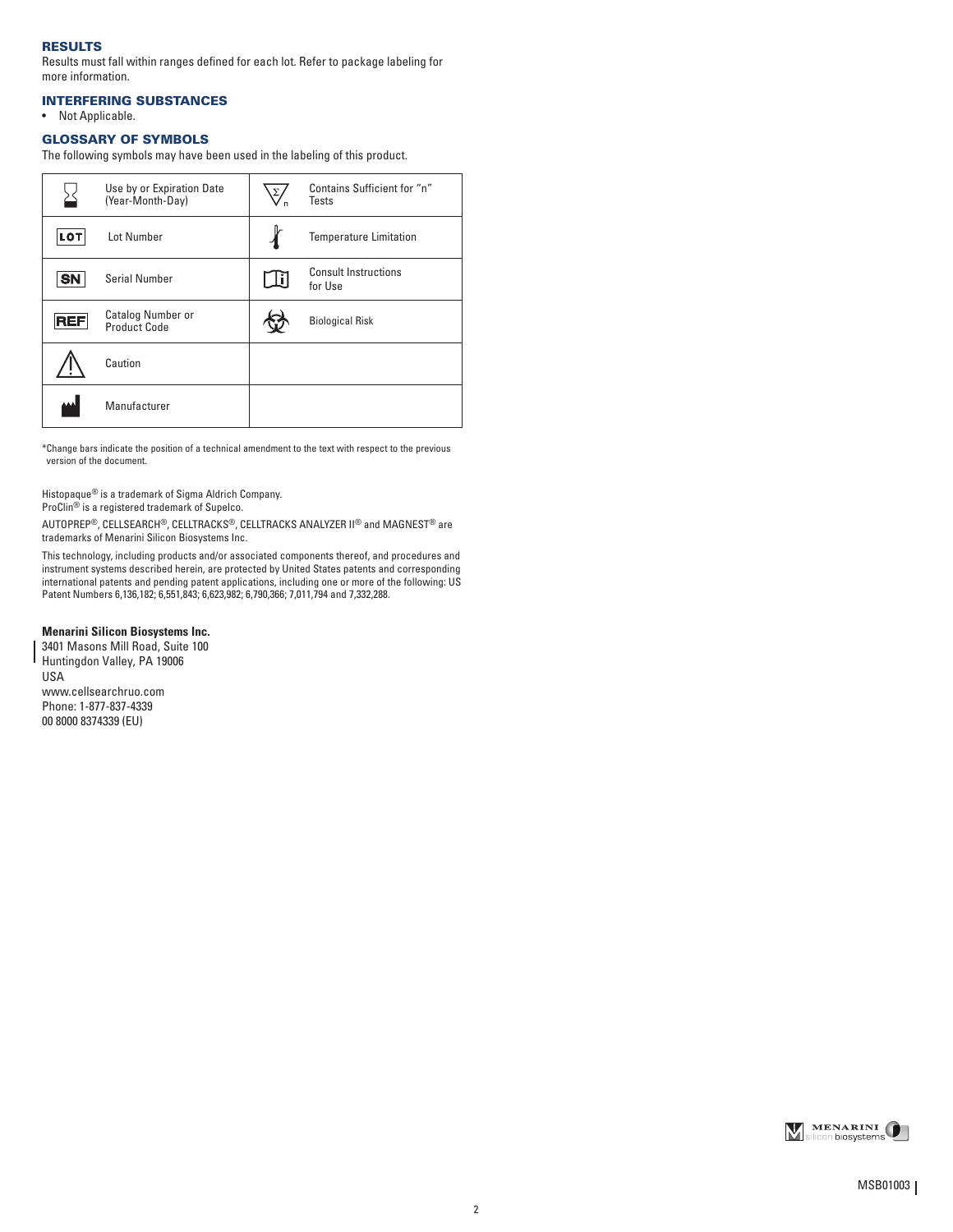## RESULTS

Results must fall within ranges defined for each lot. Refer to package labeling for more information.

## INTERFERING SUBSTANCES

- Not Applicable.

## GLOSSARY OF SYMBOLS

The following symbols may have been used in the labeling of this product.

| | | | |
|---|---|---|---|
| | Use by or Expiration Date (Year-Month-Day) | | Contains Sufficient for "n" Tests |
| LOT | Lot Number | | Temperature Limitation |
| SN | Serial Number | | Consult Instructions for Use |
| REF | Catalog Number or Product Code | | Biological Risk |
| | Caution | | |
| | Manufacturer | | |

*Change bars indicate the position of a technical amendment to the text with respect to the previous version of the document.

Histopaque® is a trademark of Sigma Aldrich Company.
ProClin® is a registered trademark of Supelco.

AUTOPREP®, CELLSEARCH®, CELLTRACKS®, CELLTRACKS ANALYZER II® and MAGNEST® are trademarks of Menarini Silicon Biosystems Inc.

This technology, including products and/or associated components thereof, and procedures and instrument systems described herein, are protected by United States patents and corresponding international patents and pending patent applications, including one or more of the following: US Patent Numbers 6,136,182; 6,551,843; 6,623,982; 6,790,366; 7,011,794 and 7,332,288.

**Menarini Silicon Biosystems Inc.**
3401 Masons Mill Road, Suite 100
Huntingdon Valley, PA 19006
USA
www.cellsearchruo.com
Phone: 1-877-837-4339
00 8000 8374339 (EU)

MENARINI silicon biosystems

MSB01003